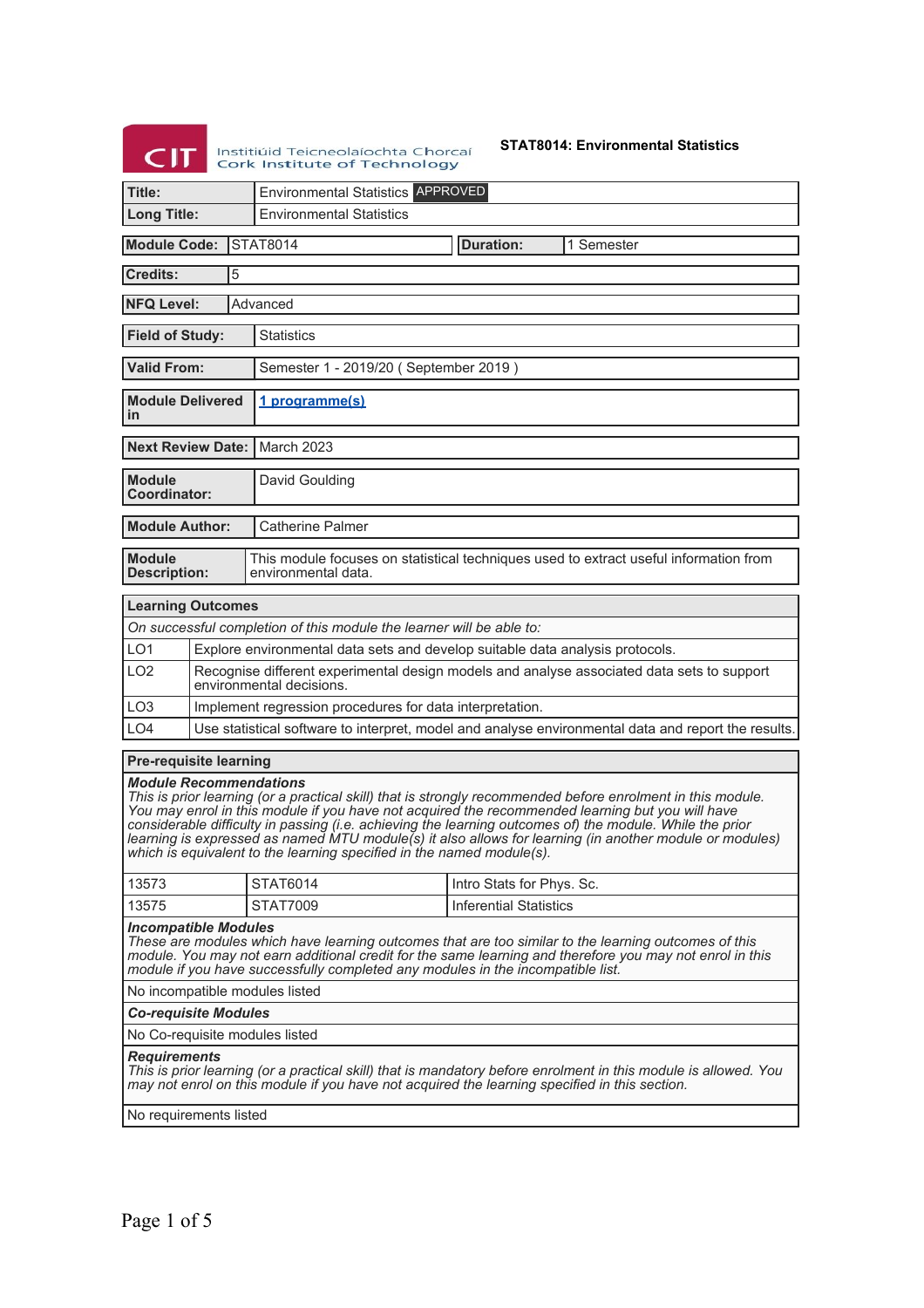Institiúid Teicneolaíochta Chorcaí
Cork Institute of Technology

**STAT8014: Environmental Statistics**

| | |
|---|---|
| **Title:** | Environmental Statistics APPROVED |
| **Long Title:** | Environmental Statistics |

| | | | |
|---|---|---|---|
| **Module Code:** | STAT8014 | **Duration:** | 1 Semester |

| | |
|---|---|
| **Credits:** | 5 |
| **NFQ Level:** | Advanced |
| **Field of Study:** | Statistics |
| **Valid From:** | Semester 1 - 2019/20 ( September 2019 ) |
| **Module Delivered in** | 1 programme(s) |
| **Next Review Date:** | March 2023 |
| **Module Coordinator:** | David Goulding |
| **Module Author:** | Catherine Palmer |
| **Module Description:** | This module focuses on statistical techniques used to extract useful information from environmental data. |

| **Learning Outcomes** | |
|---|---|
| *On successful completion of this module the learner will be able to:* | |
| LO1 | Explore environmental data sets and develop suitable data analysis protocols. |
| LO2 | Recognise different experimental design models and analyse associated data sets to support environmental decisions. |
| LO3 | Implement regression procedures for data interpretation. |
| LO4 | Use statistical software to interpret, model and analyse environmental data and report the results. |

**Pre-requisite learning**

***Module Recommendations***
*This is prior learning (or a practical skill) that is strongly recommended before enrolment in this module. You may enrol in this module if you have not acquired the recommended learning but you will have considerable difficulty in passing (i.e. achieving the learning outcomes of) the module. While the prior learning is expressed as named MTU module(s) it also allows for learning (in another module or modules) which is equivalent to the learning specified in the named module(s).*

| | | |
|---|---|---|
| 13573 | STAT6014 | Intro Stats for Phys. Sc. |
| 13575 | STAT7009 | Inferential Statistics |

***Incompatible Modules***
*These are modules which have learning outcomes that are too similar to the learning outcomes of this module. You may not earn additional credit for the same learning and therefore you may not enrol in this module if you have successfully completed any modules in the incompatible list.*

No incompatible modules listed

***Co-requisite Modules***

No Co-requisite modules listed

***Requirements***
*This is prior learning (or a practical skill) that is mandatory before enrolment in this module is allowed. You may not enrol on this module if you have not acquired the learning specified in this section.*

No requirements listed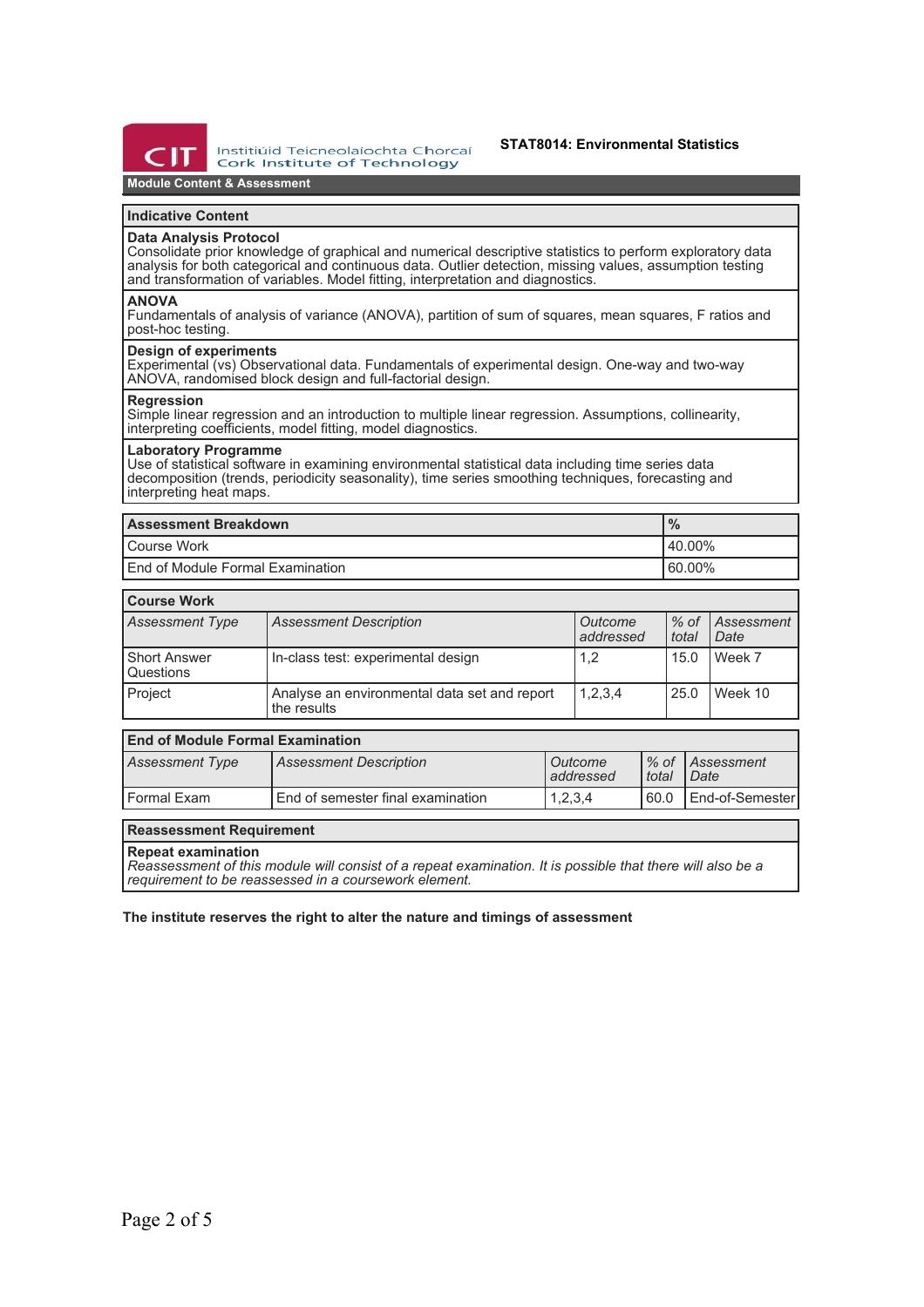**STAT8014: Environmental Statistics**

## Module Content & Assessment

### Indicative Content

**Data Analysis Protocol**
Consolidate prior knowledge of graphical and numerical descriptive statistics to perform exploratory data analysis for both categorical and continuous data. Outlier detection, missing values, assumption testing and transformation of variables. Model fitting, interpretation and diagnostics.

**ANOVA**
Fundamentals of analysis of variance (ANOVA), partition of sum of squares, mean squares, F ratios and post-hoc testing.

**Design of experiments**
Experimental (vs) Observational data. Fundamentals of experimental design. One-way and two-way ANOVA, randomised block design and full-factorial design.

**Regression**
Simple linear regression and an introduction to multiple linear regression. Assumptions, collinearity, interpreting coefficients, model fitting, model diagnostics.

**Laboratory Programme**
Use of statistical software in examining environmental statistical data including time series data decomposition (trends, periodicity seasonality), time series smoothing techniques, forecasting and interpreting heat maps.

| Assessment Breakdown | % |
|---|---|
| Course Work | 40.00% |
| End of Module Formal Examination | 60.00% |

### Course Work

| *Assessment Type* | *Assessment Description* | *Outcome addressed* | *% of total* | *Assessment Date* |
|---|---|---|---|---|
| Short Answer Questions | In-class test: experimental design | 1,2 | 15.0 | Week 7 |
| Project | Analyse an environmental data set and report the results | 1,2,3,4 | 25.0 | Week 10 |

### End of Module Formal Examination

| *Assessment Type* | *Assessment Description* | *Outcome addressed* | *% of total* | *Assessment Date* |
|---|---|---|---|---|
| Formal Exam | End of semester final examination | 1,2,3,4 | 60.0 | End-of-Semester |

### Reassessment Requirement

**Repeat examination**
*Reassessment of this module will consist of a repeat examination. It is possible that there will also be a requirement to be reassessed in a coursework element.*

**The institute reserves the right to alter the nature and timings of assessment**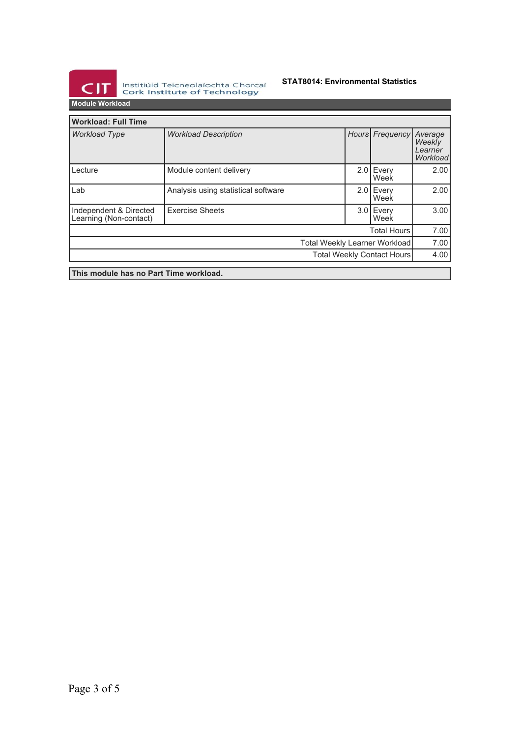## Module Workload

| Workload: Full Time | | | | |
|---|---|---|---|---|
| *Workload Type* | *Workload Description* | *Hours* | *Frequency* | *Average Weekly Learner Workload* |
| Lecture | Module content delivery | 2.0 | Every Week | 2.00 |
| Lab | Analysis using statistical software | 2.0 | Every Week | 2.00 |
| Independent & Directed Learning (Non-contact) | Exercise Sheets | 3.0 | Every Week | 3.00 |
| | | | Total Hours | 7.00 |
| | | | Total Weekly Learner Workload | 7.00 |
| | | | Total Weekly Contact Hours | 4.00 |

**This module has no Part Time workload.**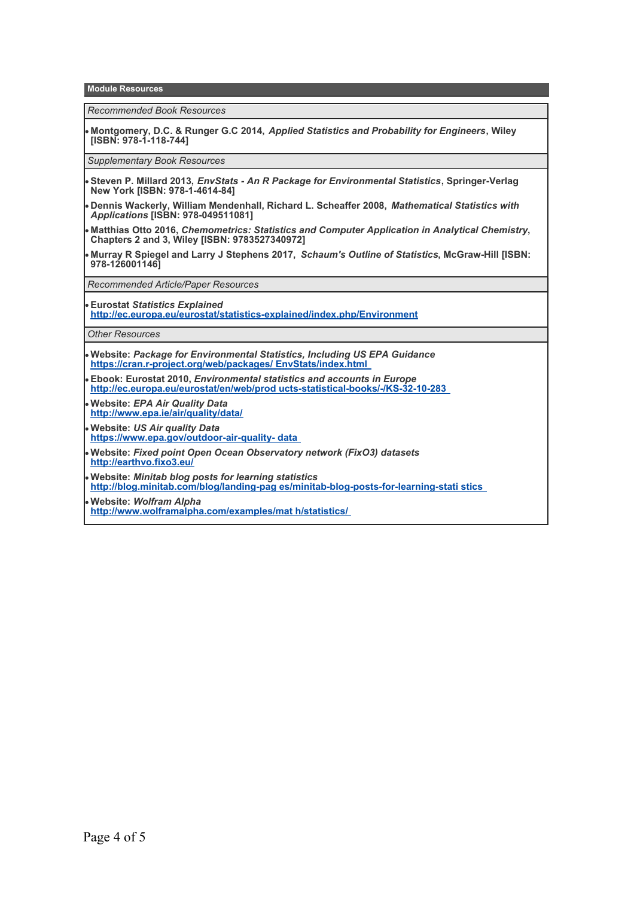## Module Resources

*Recommended Book Resources*

- **Montgomery, D.C. & Runger G.C 2014, *Applied Statistics and Probability for Engineers*, Wiley [ISBN: 978-1-118-744]**

*Supplementary Book Resources*

- **Steven P. Millard 2013, *EnvStats - An R Package for Environmental Statistics*, Springer-Verlag New York [ISBN: 978-1-4614-84]**
- **Dennis Wackerly, William Mendenhall, Richard L. Scheaffer 2008, *Mathematical Statistics with Applications* [ISBN: 978-049511081]**
- **Matthias Otto 2016, *Chemometrics: Statistics and Computer Application in Analytical Chemistry*, Chapters 2 and 3, Wiley [ISBN: 9783527340972]**
- **Murray R Spiegel and Larry J Stephens 2017, *Schaum's Outline of Statistics*, McGraw-Hill [ISBN: 978-126001146]**

*Recommended Article/Paper Resources*

- **Eurostat *Statistics Explained***
  **http://ec.europa.eu/eurostat/statistics-explained/index.php/Environment**

*Other Resources*

- **Website: *Package for Environmental Statistics, Including US EPA Guidance***
  **https://cran.r-project.org/web/packages/ EnvStats/index.html**
- **Ebook: Eurostat 2010, *Environmental statistics and accounts in Europe***
  **http://ec.europa.eu/eurostat/en/web/prod ucts-statistical-books/-/KS-32-10-283**
- **Website: *EPA Air Quality Data***
  **http://www.epa.ie/air/quality/data/**
- **Website: *US Air quality Data***
  **https://www.epa.gov/outdoor-air-quality- data**
- **Website: *Fixed point Open Ocean Observatory network (FixO3) datasets***
  **http://earthvo.fixo3.eu/**
- **Website: *Minitab blog posts for learning statistics***
  **http://blog.minitab.com/blog/landing-pag es/minitab-blog-posts-for-learning-stati stics**
- **Website: *Wolfram Alpha***
  **http://www.wolframalpha.com/examples/mat h/statistics/**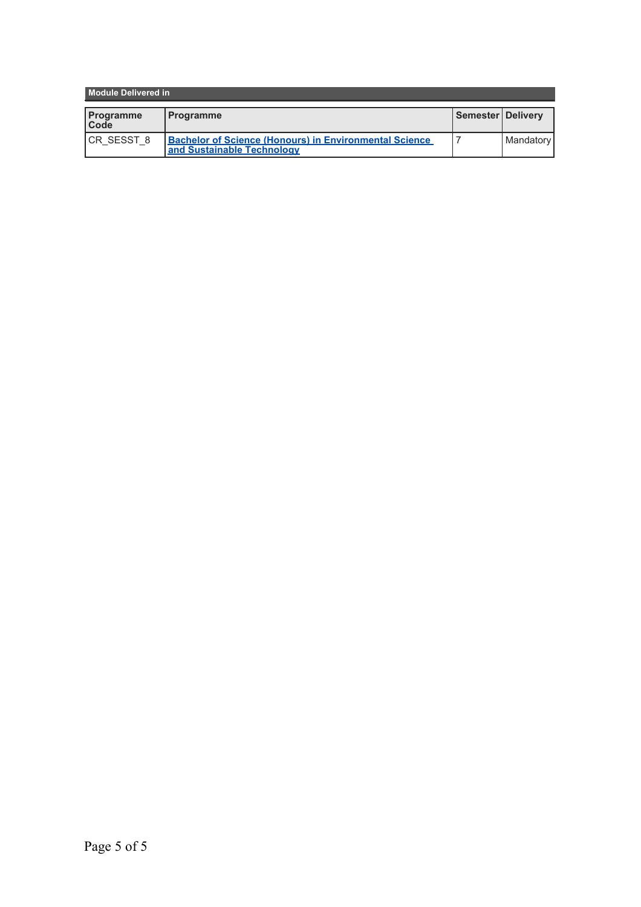### Module Delivered in

| Programme Code | Programme | Semester | Delivery |
|---|---|---|---|
| CR_SESST_8 | **Bachelor of Science (Honours) in Environmental Science and Sustainable Technology** | 7 | Mandatory |